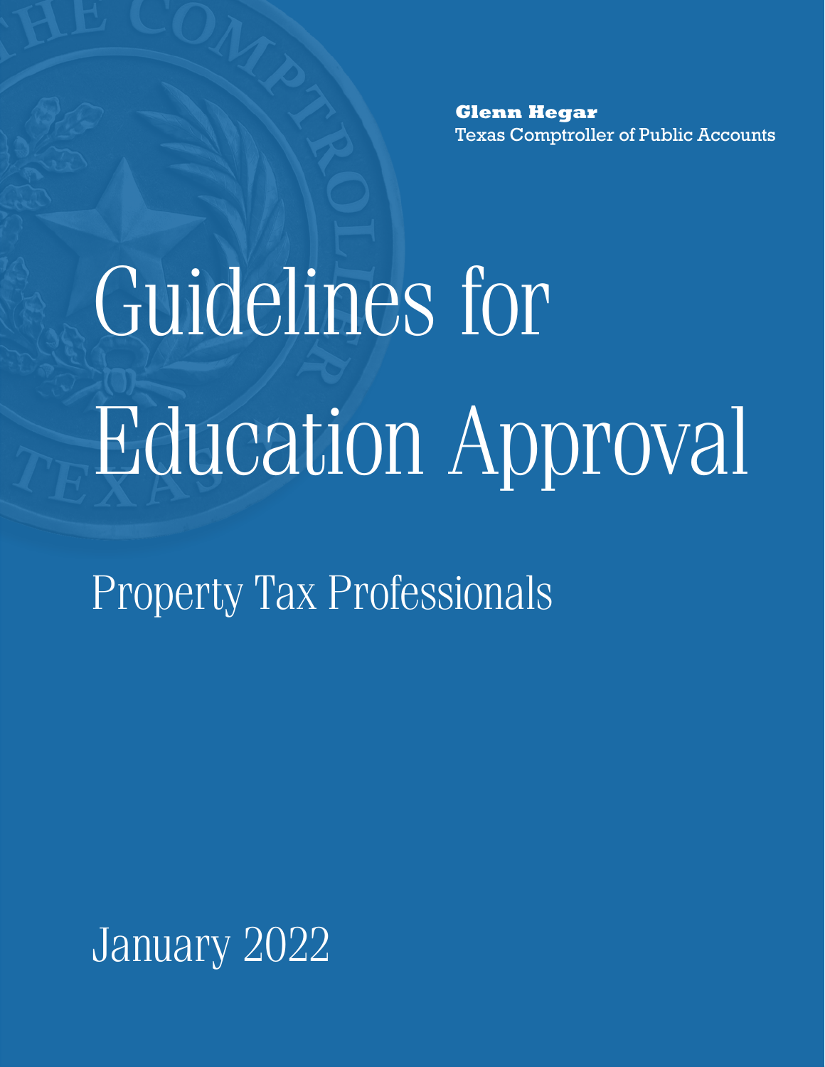**Glenn Hegar**
Texas Comptroller of Public Accounts

# Guidelines for Education Approval

## Property Tax Professionals

January 2022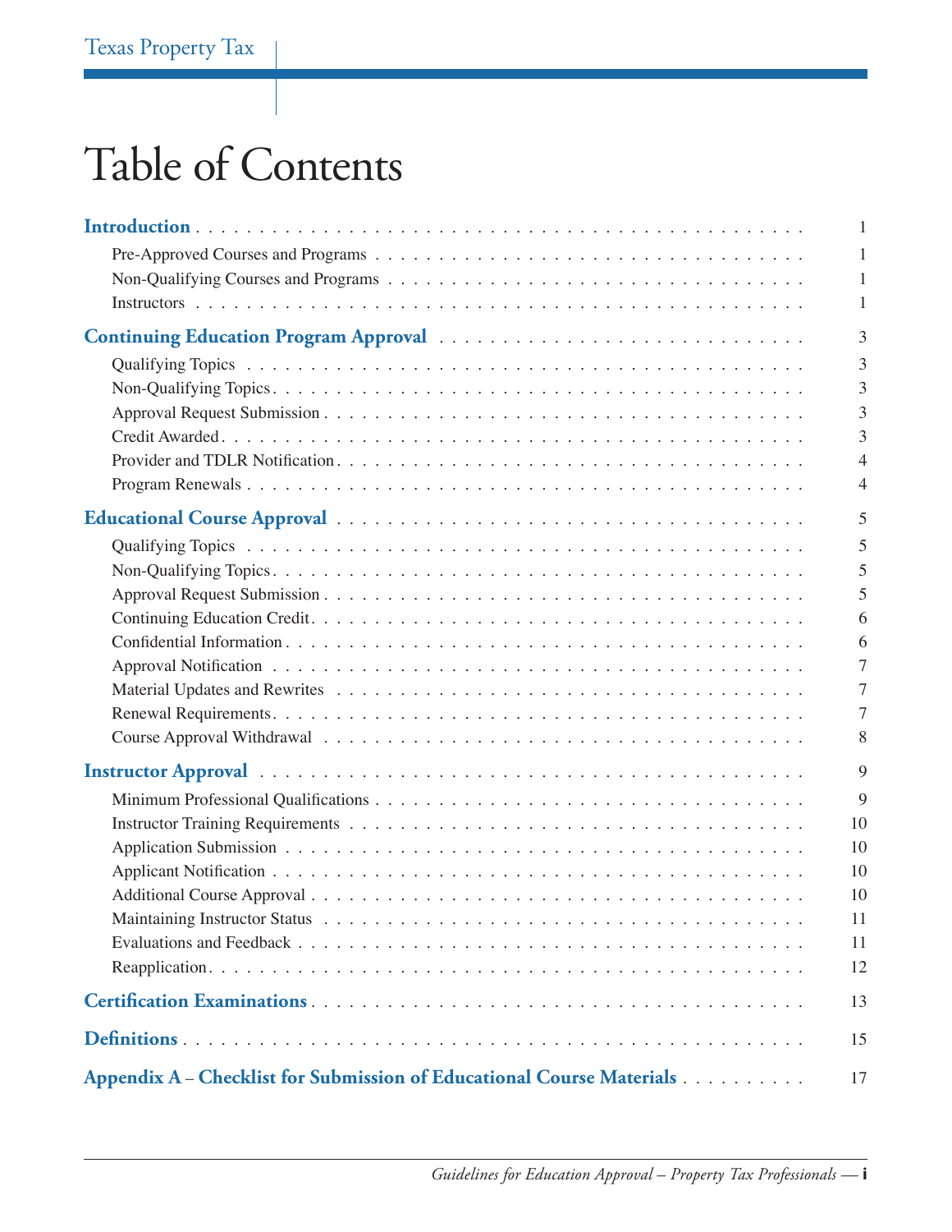# Table of Contents

**Introduction** . . . . . . . . . . 1

- Pre-Approved Courses and Programs . . . . . . . . . . 1
- Non-Qualifying Courses and Programs . . . . . . . . . . 1
- Instructors . . . . . . . . . . 1

**Continuing Education Program Approval** . . . . . . . . . . 3

- Qualifying Topics . . . . . . . . . . 3
- Non-Qualifying Topics . . . . . . . . . . 3
- Approval Request Submission . . . . . . . . . . 3
- Credit Awarded . . . . . . . . . . 3
- Provider and TDLR Notification . . . . . . . . . . 4
- Program Renewals . . . . . . . . . . 4

**Educational Course Approval** . . . . . . . . . . 5

- Qualifying Topics . . . . . . . . . . 5
- Non-Qualifying Topics . . . . . . . . . . 5
- Approval Request Submission . . . . . . . . . . 5
- Continuing Education Credit . . . . . . . . . . 6
- Confidential Information . . . . . . . . . . 6
- Approval Notification . . . . . . . . . . 7
- Material Updates and Rewrites . . . . . . . . . . 7
- Renewal Requirements . . . . . . . . . . 7
- Course Approval Withdrawal . . . . . . . . . . 8

**Instructor Approval** . . . . . . . . . . 9

- Minimum Professional Qualifications . . . . . . . . . . 9
- Instructor Training Requirements . . . . . . . . . . 10
- Application Submission . . . . . . . . . . 10
- Applicant Notification . . . . . . . . . . 10
- Additional Course Approval . . . . . . . . . . 10
- Maintaining Instructor Status . . . . . . . . . . 11
- Evaluations and Feedback . . . . . . . . . . 11
- Reapplication . . . . . . . . . . 12

**Certification Examinations** . . . . . . . . . . 13

**Definitions** . . . . . . . . . . 15

**Appendix A – Checklist for Submission of Educational Course Materials** . . . . . . . . . . 17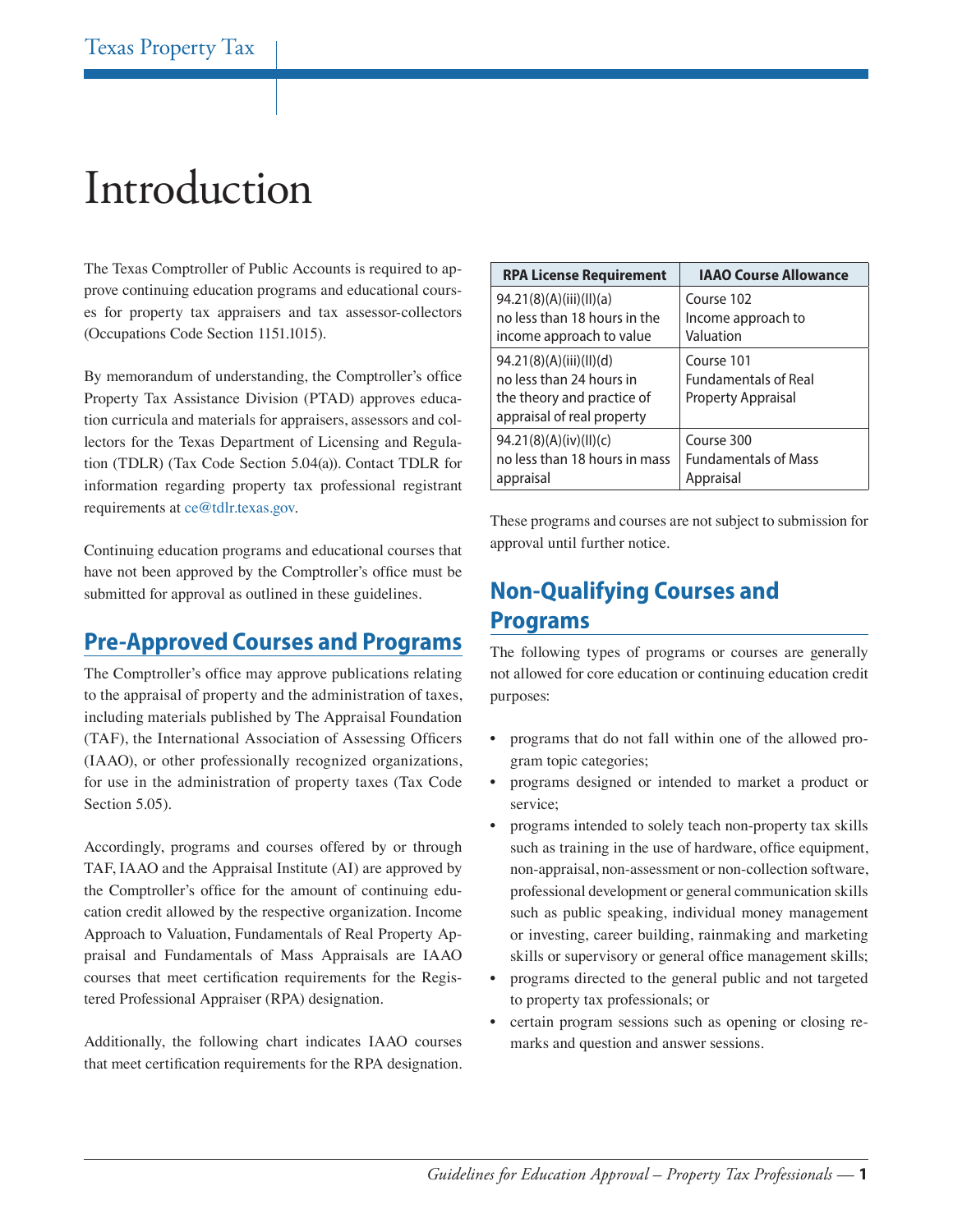# Introduction

The Texas Comptroller of Public Accounts is required to approve continuing education programs and educational courses for property tax appraisers and tax assessor-collectors (Occupations Code Section 1151.1015).

By memorandum of understanding, the Comptroller's office Property Tax Assistance Division (PTAD) approves education curricula and materials for appraisers, assessors and collectors for the Texas Department of Licensing and Regulation (TDLR) (Tax Code Section 5.04(a)). Contact TDLR for information regarding property tax professional registrant requirements at ce@tdlr.texas.gov.

Continuing education programs and educational courses that have not been approved by the Comptroller's office must be submitted for approval as outlined in these guidelines.

## Pre-Approved Courses and Programs

The Comptroller's office may approve publications relating to the appraisal of property and the administration of taxes, including materials published by The Appraisal Foundation (TAF), the International Association of Assessing Officers (IAAO), or other professionally recognized organizations, for use in the administration of property taxes (Tax Code Section 5.05).

Accordingly, programs and courses offered by or through TAF, IAAO and the Appraisal Institute (AI) are approved by the Comptroller's office for the amount of continuing education credit allowed by the respective organization. Income Approach to Valuation, Fundamentals of Real Property Appraisal and Fundamentals of Mass Appraisals are IAAO courses that meet certification requirements for the Registered Professional Appraiser (RPA) designation.

Additionally, the following chart indicates IAAO courses that meet certification requirements for the RPA designation.

| RPA License Requirement | IAAO Course Allowance |
|---|---|
| 94.21(8)(A)(iii)(II)(a) no less than 18 hours in the income approach to value | Course 102 Income approach to Valuation |
| 94.21(8)(A)(iii)(II)(d) no less than 24 hours in the theory and practice of appraisal of real property | Course 101 Fundamentals of Real Property Appraisal |
| 94.21(8)(A)(iv)(II)(c) no less than 18 hours in mass appraisal | Course 300 Fundamentals of Mass Appraisal |

These programs and courses are not subject to submission for approval until further notice.

## Non-Qualifying Courses and Programs

The following types of programs or courses are generally not allowed for core education or continuing education credit purposes:

- programs that do not fall within one of the allowed program topic categories;
- programs designed or intended to market a product or service;
- programs intended to solely teach non-property tax skills such as training in the use of hardware, office equipment, non-appraisal, non-assessment or non-collection software, professional development or general communication skills such as public speaking, individual money management or investing, career building, rainmaking and marketing skills or supervisory or general office management skills;
- programs directed to the general public and not targeted to property tax professionals; or
- certain program sessions such as opening or closing remarks and question and answer sessions.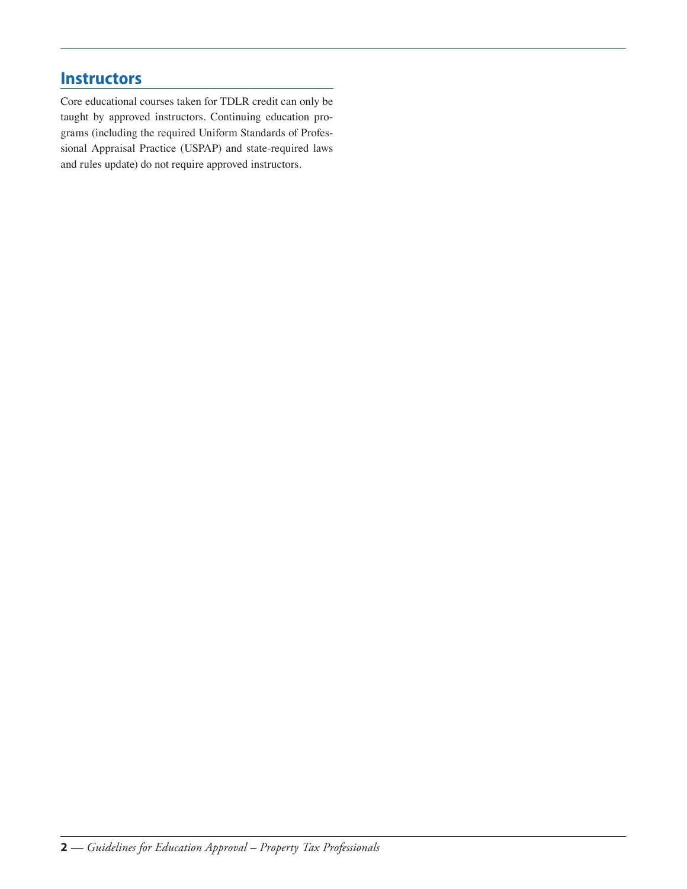## Instructors

Core educational courses taken for TDLR credit can only be taught by approved instructors. Continuing education programs (including the required Uniform Standards of Professional Appraisal Practice (USPAP) and state-required laws and rules update) do not require approved instructors.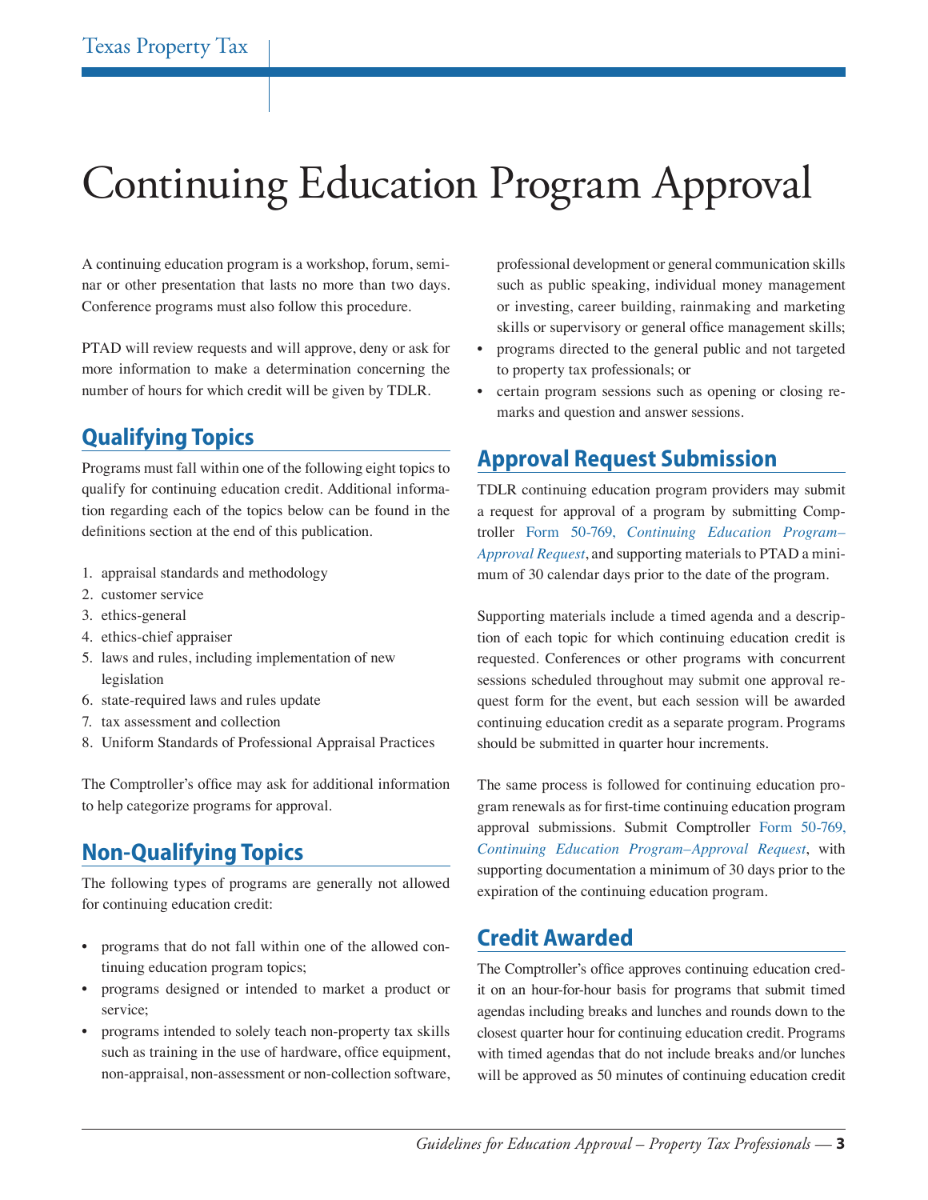# Continuing Education Program Approval

A continuing education program is a workshop, forum, seminar or other presentation that lasts no more than two days. Conference programs must also follow this procedure.

PTAD will review requests and will approve, deny or ask for more information to make a determination concerning the number of hours for which credit will be given by TDLR.

## Qualifying Topics

Programs must fall within one of the following eight topics to qualify for continuing education credit. Additional information regarding each of the topics below can be found in the definitions section at the end of this publication.

1. appraisal standards and methodology
2. customer service
3. ethics-general
4. ethics-chief appraiser
5. laws and rules, including implementation of new legislation
6. state-required laws and rules update
7. tax assessment and collection
8. Uniform Standards of Professional Appraisal Practices

The Comptroller's office may ask for additional information to help categorize programs for approval.

## Non-Qualifying Topics

The following types of programs are generally not allowed for continuing education credit:

- programs that do not fall within one of the allowed continuing education program topics;
- programs designed or intended to market a product or service;
- programs intended to solely teach non-property tax skills such as training in the use of hardware, office equipment, non-appraisal, non-assessment or non-collection software, professional development or general communication skills such as public speaking, individual money management or investing, career building, rainmaking and marketing skills or supervisory or general office management skills;
- programs directed to the general public and not targeted to property tax professionals; or
- certain program sessions such as opening or closing remarks and question and answer sessions.

## Approval Request Submission

TDLR continuing education program providers may submit a request for approval of a program by submitting Comptroller Form 50-769, *Continuing Education Program–Approval Request*, and supporting materials to PTAD a minimum of 30 calendar days prior to the date of the program.

Supporting materials include a timed agenda and a description of each topic for which continuing education credit is requested. Conferences or other programs with concurrent sessions scheduled throughout may submit one approval request form for the event, but each session will be awarded continuing education credit as a separate program. Programs should be submitted in quarter hour increments.

The same process is followed for continuing education program renewals as for first-time continuing education program approval submissions. Submit Comptroller Form 50-769, *Continuing Education Program–Approval Request*, with supporting documentation a minimum of 30 days prior to the expiration of the continuing education program.

## Credit Awarded

The Comptroller's office approves continuing education credit on an hour-for-hour basis for programs that submit timed agendas including breaks and lunches and rounds down to the closest quarter hour for continuing education credit. Programs with timed agendas that do not include breaks and/or lunches will be approved as 50 minutes of continuing education credit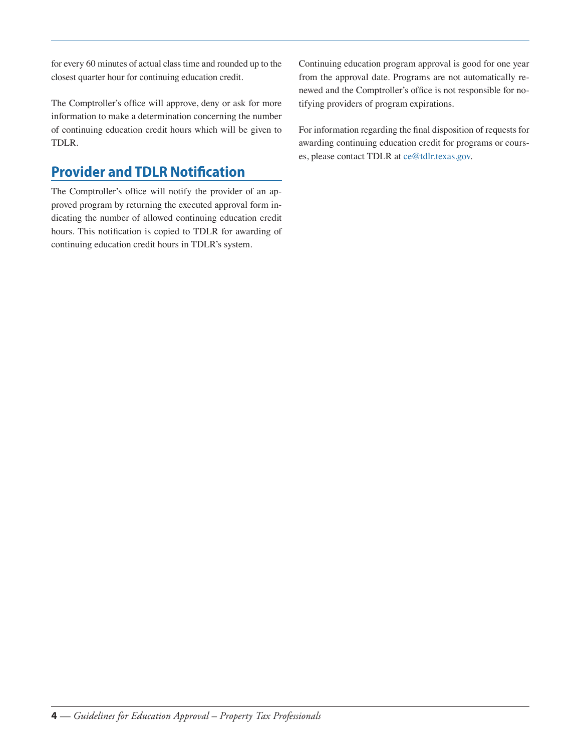for every 60 minutes of actual class time and rounded up to the closest quarter hour for continuing education credit.

The Comptroller's office will approve, deny or ask for more information to make a determination concerning the number of continuing education credit hours which will be given to TDLR.

## Provider and TDLR Notification

The Comptroller's office will notify the provider of an approved program by returning the executed approval form indicating the number of allowed continuing education credit hours. This notification is copied to TDLR for awarding of continuing education credit hours in TDLR's system.

Continuing education program approval is good for one year from the approval date. Programs are not automatically renewed and the Comptroller's office is not responsible for notifying providers of program expirations.

For information regarding the final disposition of requests for awarding continuing education credit for programs or courses, please contact TDLR at ce@tdlr.texas.gov.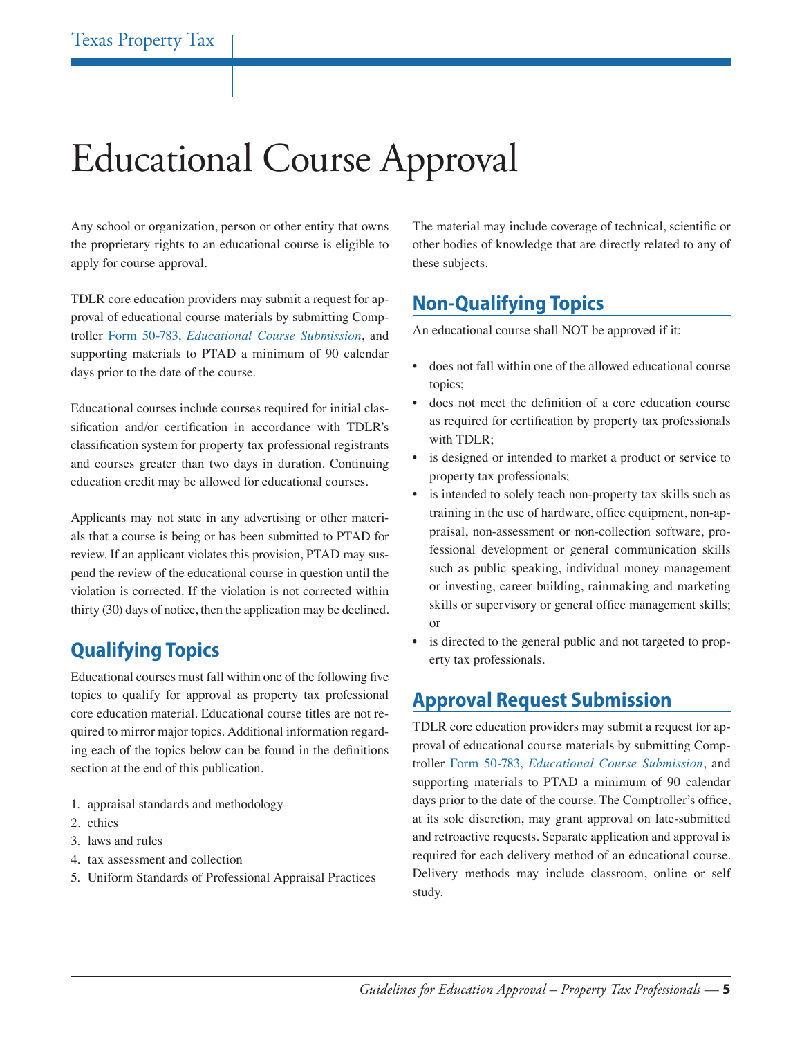# Educational Course Approval

Any school or organization, person or other entity that owns the proprietary rights to an educational course is eligible to apply for course approval.

TDLR core education providers may submit a request for approval of educational course materials by submitting Comptroller Form 50-783, *Educational Course Submission*, and supporting materials to PTAD a minimum of 90 calendar days prior to the date of the course.

Educational courses include courses required for initial classification and/or certification in accordance with TDLR's classification system for property tax professional registrants and courses greater than two days in duration. Continuing education credit may be allowed for educational courses.

Applicants may not state in any advertising or other materials that a course is being or has been submitted to PTAD for review. If an applicant violates this provision, PTAD may suspend the review of the educational course in question until the violation is corrected. If the violation is not corrected within thirty (30) days of notice, then the application may be declined.

## Qualifying Topics

Educational courses must fall within one of the following five topics to qualify for approval as property tax professional core education material. Educational course titles are not required to mirror major topics. Additional information regarding each of the topics below can be found in the definitions section at the end of this publication.

1. appraisal standards and methodology
2. ethics
3. laws and rules
4. tax assessment and collection
5. Uniform Standards of Professional Appraisal Practices

The material may include coverage of technical, scientific or other bodies of knowledge that are directly related to any of these subjects.

## Non-Qualifying Topics

An educational course shall NOT be approved if it:

- does not fall within one of the allowed educational course topics;
- does not meet the definition of a core education course as required for certification by property tax professionals with TDLR;
- is designed or intended to market a product or service to property tax professionals;
- is intended to solely teach non-property tax skills such as training in the use of hardware, office equipment, non-appraisal, non-assessment or non-collection software, professional development or general communication skills such as public speaking, individual money management or investing, career building, rainmaking and marketing skills or supervisory or general office management skills; or
- is directed to the general public and not targeted to property tax professionals.

## Approval Request Submission

TDLR core education providers may submit a request for approval of educational course materials by submitting Comptroller Form 50-783, *Educational Course Submission*, and supporting materials to PTAD a minimum of 90 calendar days prior to the date of the course. The Comptroller's office, at its sole discretion, may grant approval on late-submitted and retroactive requests. Separate application and approval is required for each delivery method of an educational course. Delivery methods may include classroom, online or self study.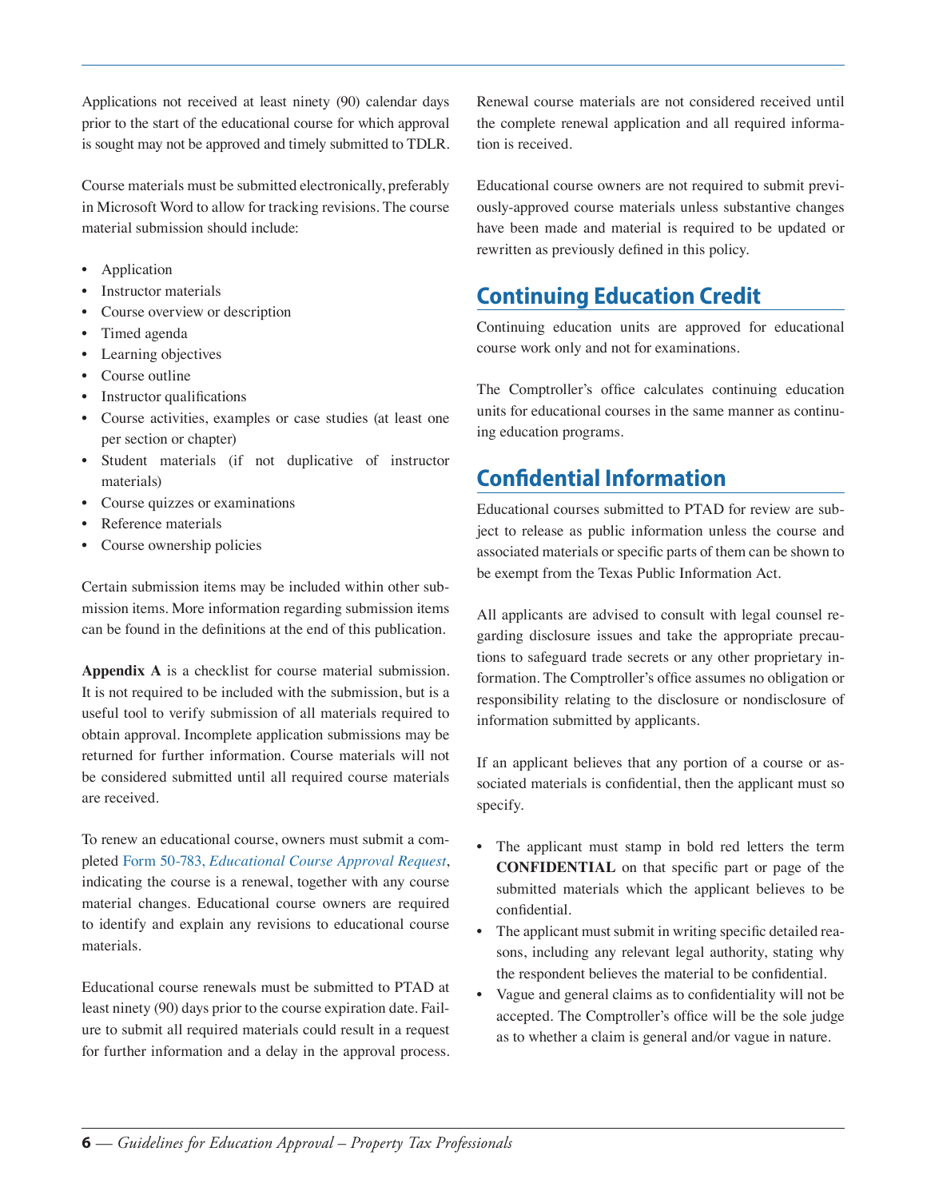Applications not received at least ninety (90) calendar days prior to the start of the educational course for which approval is sought may not be approved and timely submitted to TDLR.

Course materials must be submitted electronically, preferably in Microsoft Word to allow for tracking revisions. The course material submission should include:

- Application
- Instructor materials
- Course overview or description
- Timed agenda
- Learning objectives
- Course outline
- Instructor qualifications
- Course activities, examples or case studies (at least one per section or chapter)
- Student materials (if not duplicative of instructor materials)
- Course quizzes or examinations
- Reference materials
- Course ownership policies

Certain submission items may be included within other submission items. More information regarding submission items can be found in the definitions at the end of this publication.

**Appendix A** is a checklist for course material submission. It is not required to be included with the submission, but is a useful tool to verify submission of all materials required to obtain approval. Incomplete application submissions may be returned for further information. Course materials will not be considered submitted until all required course materials are received.

To renew an educational course, owners must submit a completed Form 50-783, *Educational Course Approval Request*, indicating the course is a renewal, together with any course material changes. Educational course owners are required to identify and explain any revisions to educational course materials.

Educational course renewals must be submitted to PTAD at least ninety (90) days prior to the course expiration date. Failure to submit all required materials could result in a request for further information and a delay in the approval process. Renewal course materials are not considered received until the complete renewal application and all required information is received.

Educational course owners are not required to submit previously-approved course materials unless substantive changes have been made and material is required to be updated or rewritten as previously defined in this policy.

## Continuing Education Credit

Continuing education units are approved for educational course work only and not for examinations.

The Comptroller's office calculates continuing education units for educational courses in the same manner as continuing education programs.

## Confidential Information

Educational courses submitted to PTAD for review are subject to release as public information unless the course and associated materials or specific parts of them can be shown to be exempt from the Texas Public Information Act.

All applicants are advised to consult with legal counsel regarding disclosure issues and take the appropriate precautions to safeguard trade secrets or any other proprietary information. The Comptroller's office assumes no obligation or responsibility relating to the disclosure or nondisclosure of information submitted by applicants.

If an applicant believes that any portion of a course or associated materials is confidential, then the applicant must so specify.

- The applicant must stamp in bold red letters the term **CONFIDENTIAL** on that specific part or page of the submitted materials which the applicant believes to be confidential.
- The applicant must submit in writing specific detailed reasons, including any relevant legal authority, stating why the respondent believes the material to be confidential.
- Vague and general claims as to confidentiality will not be accepted. The Comptroller's office will be the sole judge as to whether a claim is general and/or vague in nature.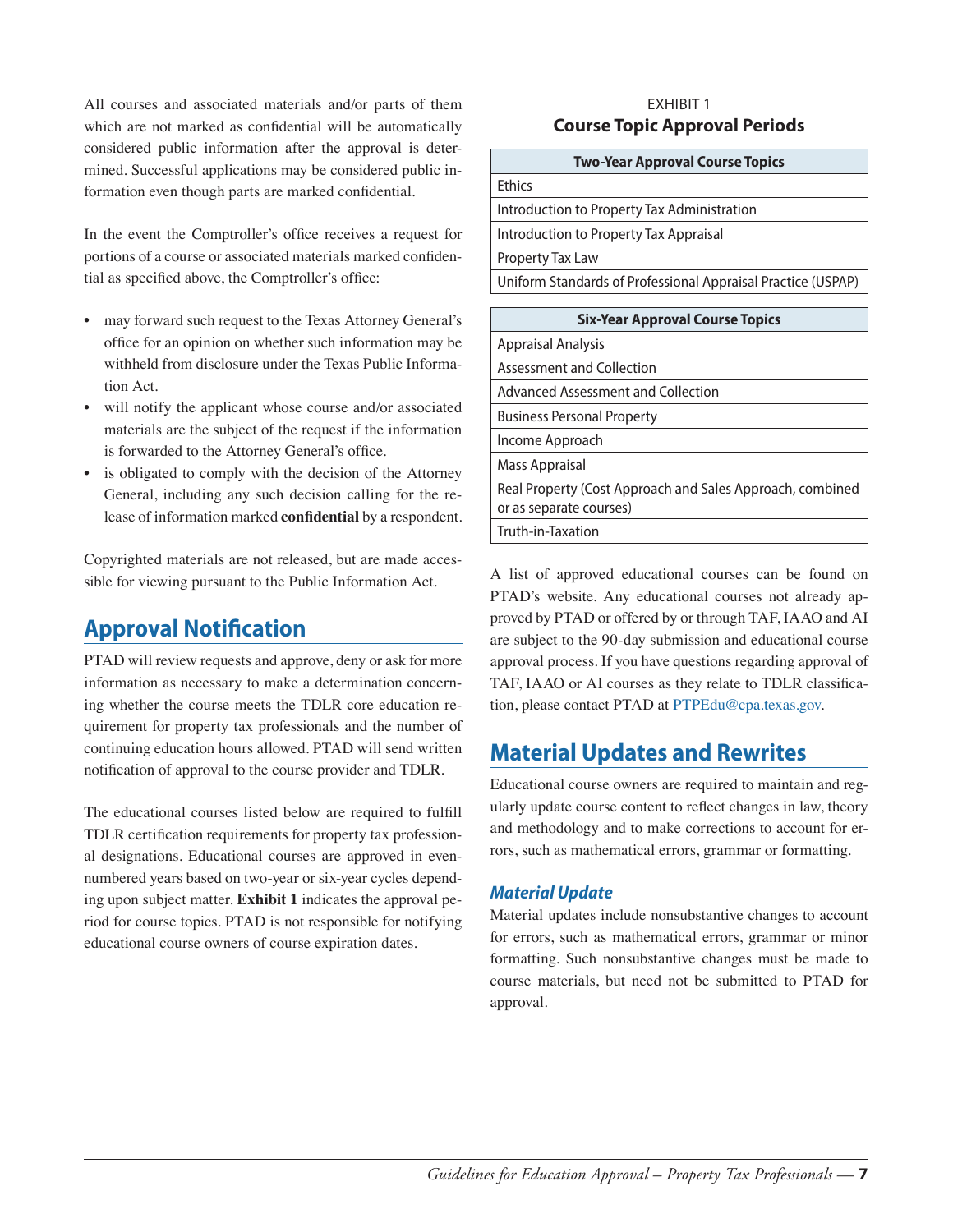All courses and associated materials and/or parts of them which are not marked as confidential will be automatically considered public information after the approval is determined. Successful applications may be considered public information even though parts are marked confidential.

In the event the Comptroller's office receives a request for portions of a course or associated materials marked confidential as specified above, the Comptroller's office:

- may forward such request to the Texas Attorney General's office for an opinion on whether such information may be withheld from disclosure under the Texas Public Information Act.
- will notify the applicant whose course and/or associated materials are the subject of the request if the information is forwarded to the Attorney General's office.
- is obligated to comply with the decision of the Attorney General, including any such decision calling for the release of information marked **confidential** by a respondent.

Copyrighted materials are not released, but are made accessible for viewing pursuant to the Public Information Act.

## Approval Notification

PTAD will review requests and approve, deny or ask for more information as necessary to make a determination concerning whether the course meets the TDLR core education requirement for property tax professionals and the number of continuing education hours allowed. PTAD will send written notification of approval to the course provider and TDLR.

The educational courses listed below are required to fulfill TDLR certification requirements for property tax professional designations. Educational courses are approved in even-numbered years based on two-year or six-year cycles depending upon subject matter. **Exhibit 1** indicates the approval period for course topics. PTAD is not responsible for notifying educational course owners of course expiration dates.

EXHIBIT 1
**Course Topic Approval Periods**

| Two-Year Approval Course Topics |
|---|
| Ethics |
| Introduction to Property Tax Administration |
| Introduction to Property Tax Appraisal |
| Property Tax Law |
| Uniform Standards of Professional Appraisal Practice (USPAP) |

| Six-Year Approval Course Topics |
|---|
| Appraisal Analysis |
| Assessment and Collection |
| Advanced Assessment and Collection |
| Business Personal Property |
| Income Approach |
| Mass Appraisal |
| Real Property (Cost Approach and Sales Approach, combined or as separate courses) |
| Truth-in-Taxation |

A list of approved educational courses can be found on PTAD's website. Any educational courses not already approved by PTAD or offered by or through TAF, IAAO and AI are subject to the 90-day submission and educational course approval process. If you have questions regarding approval of TAF, IAAO or AI courses as they relate to TDLR classification, please contact PTAD at PTPEdu@cpa.texas.gov.

## Material Updates and Rewrites

Educational course owners are required to maintain and regularly update course content to reflect changes in law, theory and methodology and to make corrections to account for errors, such as mathematical errors, grammar or formatting.

### *Material Update*

Material updates include nonsubstantive changes to account for errors, such as mathematical errors, grammar or minor formatting. Such nonsubstantive changes must be made to course materials, but need not be submitted to PTAD for approval.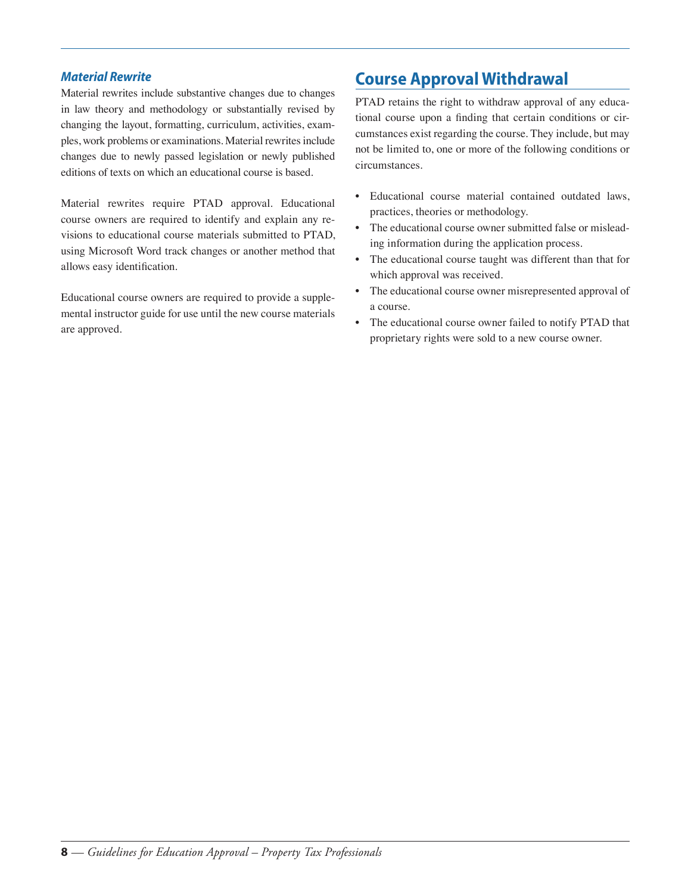### *Material Rewrite*

Material rewrites include substantive changes due to changes in law theory and methodology or substantially revised by changing the layout, formatting, curriculum, activities, examples, work problems or examinations. Material rewrites include changes due to newly passed legislation or newly published editions of texts on which an educational course is based.

Material rewrites require PTAD approval. Educational course owners are required to identify and explain any revisions to educational course materials submitted to PTAD, using Microsoft Word track changes or another method that allows easy identification.

Educational course owners are required to provide a supplemental instructor guide for use until the new course materials are approved.

## Course Approval Withdrawal

PTAD retains the right to withdraw approval of any educational course upon a finding that certain conditions or circumstances exist regarding the course. They include, but may not be limited to, one or more of the following conditions or circumstances.

- Educational course material contained outdated laws, practices, theories or methodology.
- The educational course owner submitted false or misleading information during the application process.
- The educational course taught was different than that for which approval was received.
- The educational course owner misrepresented approval of a course.
- The educational course owner failed to notify PTAD that proprietary rights were sold to a new course owner.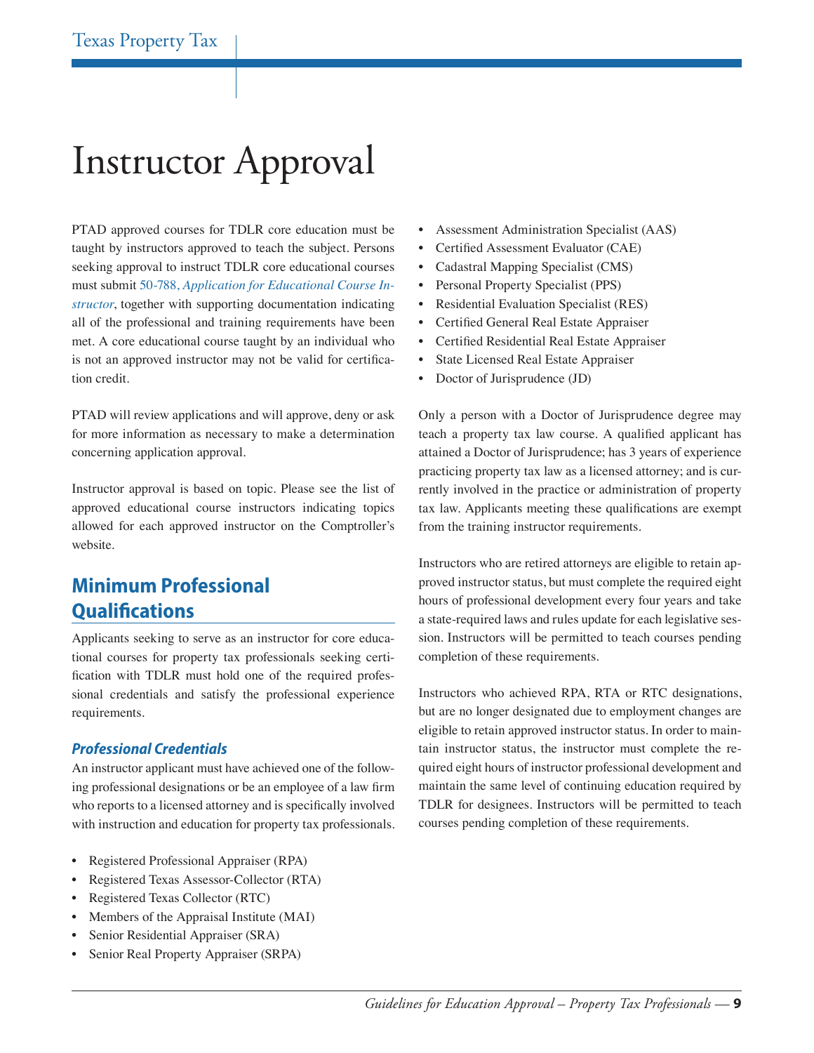# Instructor Approval

PTAD approved courses for TDLR core education must be taught by instructors approved to teach the subject. Persons seeking approval to instruct TDLR core educational courses must submit 50-788, *Application for Educational Course Instructor*, together with supporting documentation indicating all of the professional and training requirements have been met. A core educational course taught by an individual who is not an approved instructor may not be valid for certification credit.

PTAD will review applications and will approve, deny or ask for more information as necessary to make a determination concerning application approval.

Instructor approval is based on topic. Please see the list of approved educational course instructors indicating topics allowed for each approved instructor on the Comptroller's website.

## Minimum Professional Qualifications

Applicants seeking to serve as an instructor for core educational courses for property tax professionals seeking certification with TDLR must hold one of the required professional credentials and satisfy the professional experience requirements.

### *Professional Credentials*

An instructor applicant must have achieved one of the following professional designations or be an employee of a law firm who reports to a licensed attorney and is specifically involved with instruction and education for property tax professionals.

- Registered Professional Appraiser (RPA)
- Registered Texas Assessor-Collector (RTA)
- Registered Texas Collector (RTC)
- Members of the Appraisal Institute (MAI)
- Senior Residential Appraiser (SRA)
- Senior Real Property Appraiser (SRPA)
- Assessment Administration Specialist (AAS)
- Certified Assessment Evaluator (CAE)
- Cadastral Mapping Specialist (CMS)
- Personal Property Specialist (PPS)
- Residential Evaluation Specialist (RES)
- Certified General Real Estate Appraiser
- Certified Residential Real Estate Appraiser
- State Licensed Real Estate Appraiser
- Doctor of Jurisprudence (JD)

Only a person with a Doctor of Jurisprudence degree may teach a property tax law course. A qualified applicant has attained a Doctor of Jurisprudence; has 3 years of experience practicing property tax law as a licensed attorney; and is currently involved in the practice or administration of property tax law. Applicants meeting these qualifications are exempt from the training instructor requirements.

Instructors who are retired attorneys are eligible to retain approved instructor status, but must complete the required eight hours of professional development every four years and take a state-required laws and rules update for each legislative session. Instructors will be permitted to teach courses pending completion of these requirements.

Instructors who achieved RPA, RTA or RTC designations, but are no longer designated due to employment changes are eligible to retain approved instructor status. In order to maintain instructor status, the instructor must complete the required eight hours of instructor professional development and maintain the same level of continuing education required by TDLR for designees. Instructors will be permitted to teach courses pending completion of these requirements.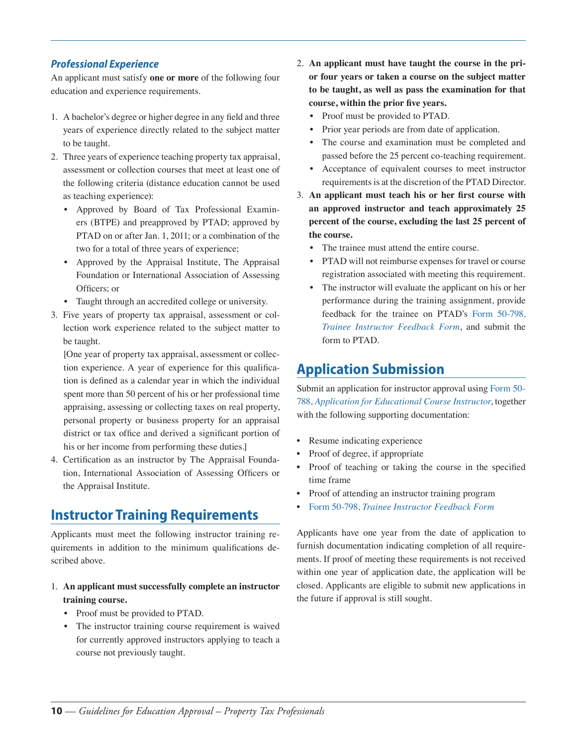### *Professional Experience*

An applicant must satisfy **one or more** of the following four education and experience requirements.

1. A bachelor's degree or higher degree in any field and three years of experience directly related to the subject matter to be taught.
2. Three years of experience teaching property tax appraisal, assessment or collection courses that meet at least one of the following criteria (distance education cannot be used as teaching experience):
   - Approved by Board of Tax Professional Examiners (BTPE) and preapproved by PTAD; approved by PTAD on or after Jan. 1, 2011; or a combination of the two for a total of three years of experience;
   - Approved by the Appraisal Institute, The Appraisal Foundation or International Association of Assessing Officers; or
   - Taught through an accredited college or university.
3. Five years of property tax appraisal, assessment or collection work experience related to the subject matter to be taught.

   [One year of property tax appraisal, assessment or collection experience. A year of experience for this qualification is defined as a calendar year in which the individual spent more than 50 percent of his or her professional time appraising, assessing or collecting taxes on real property, personal property or business property for an appraisal district or tax office and derived a significant portion of his or her income from performing these duties.]
4. Certification as an instructor by The Appraisal Foundation, International Association of Assessing Officers or the Appraisal Institute.

## Instructor Training Requirements

Applicants must meet the following instructor training requirements in addition to the minimum qualifications described above.

1. **An applicant must successfully complete an instructor training course.**
   - Proof must be provided to PTAD.
   - The instructor training course requirement is waived for currently approved instructors applying to teach a course not previously taught.
2. **An applicant must have taught the course in the prior four years or taken a course on the subject matter to be taught, as well as pass the examination for that course, within the prior five years.**
   - Proof must be provided to PTAD.
   - Prior year periods are from date of application.
   - The course and examination must be completed and passed before the 25 percent co-teaching requirement.
   - Acceptance of equivalent courses to meet instructor requirements is at the discretion of the PTAD Director.
3. **An applicant must teach his or her first course with an approved instructor and teach approximately 25 percent of the course, excluding the last 25 percent of the course.**
   - The trainee must attend the entire course.
   - PTAD will not reimburse expenses for travel or course registration associated with meeting this requirement.
   - The instructor will evaluate the applicant on his or her performance during the training assignment, provide feedback for the trainee on PTAD's Form 50-798, *Trainee Instructor Feedback Form*, and submit the form to PTAD.

## Application Submission

Submit an application for instructor approval using Form 50-788, *Application for Educational Course Instructor*, together with the following supporting documentation:

- Resume indicating experience
- Proof of degree, if appropriate
- Proof of teaching or taking the course in the specified time frame
- Proof of attending an instructor training program
- Form 50-798, *Trainee Instructor Feedback Form*

Applicants have one year from the date of application to furnish documentation indicating completion of all requirements. If proof of meeting these requirements is not received within one year of application date, the application will be closed. Applicants are eligible to submit new applications in the future if approval is still sought.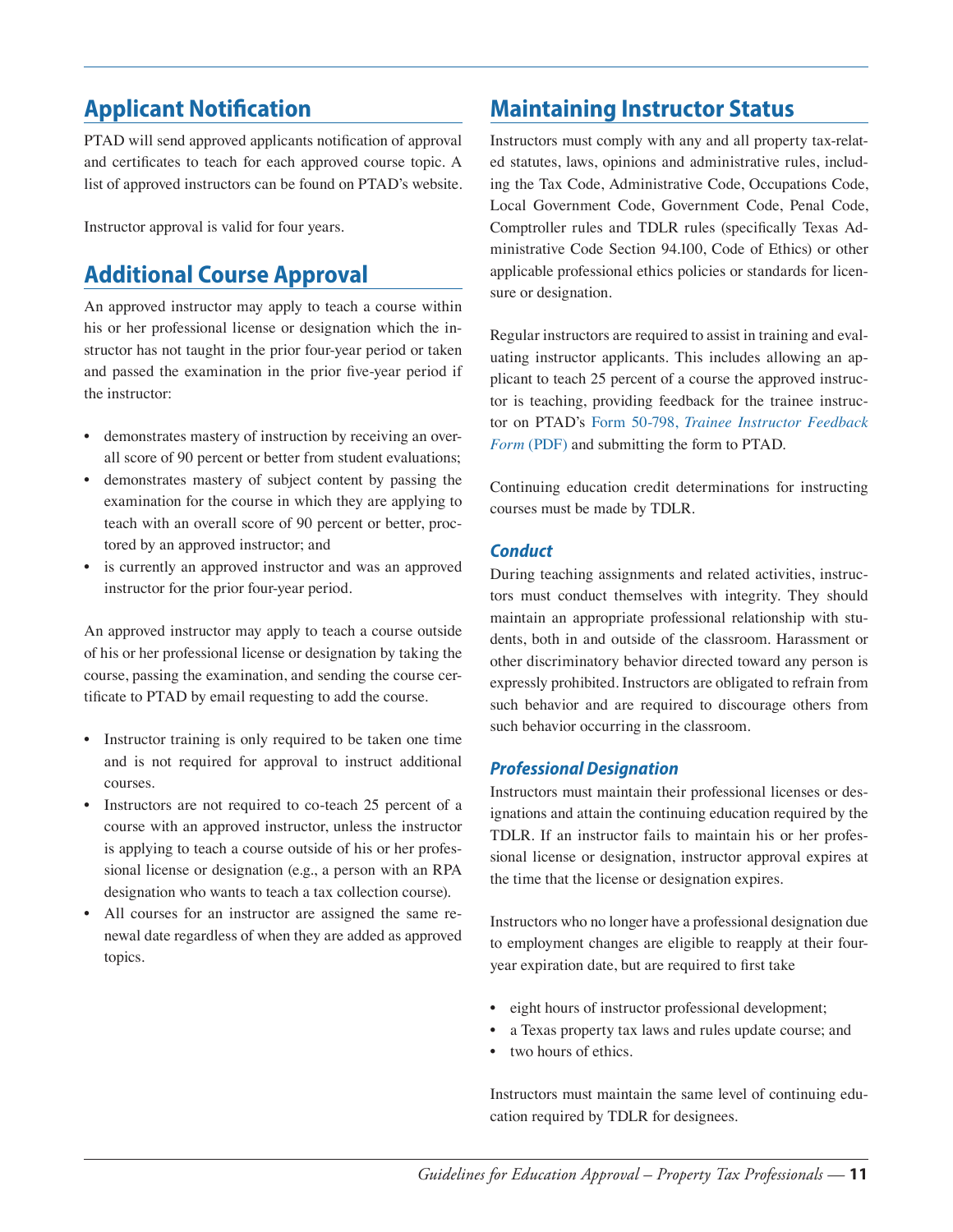## Applicant Notification

PTAD will send approved applicants notification of approval and certificates to teach for each approved course topic. A list of approved instructors can be found on PTAD's website.

Instructor approval is valid for four years.

## Additional Course Approval

An approved instructor may apply to teach a course within his or her professional license or designation which the instructor has not taught in the prior four-year period or taken and passed the examination in the prior five-year period if the instructor:

- demonstrates mastery of instruction by receiving an overall score of 90 percent or better from student evaluations;
- demonstrates mastery of subject content by passing the examination for the course in which they are applying to teach with an overall score of 90 percent or better, proctored by an approved instructor; and
- is currently an approved instructor and was an approved instructor for the prior four-year period.

An approved instructor may apply to teach a course outside of his or her professional license or designation by taking the course, passing the examination, and sending the course certificate to PTAD by email requesting to add the course.

- Instructor training is only required to be taken one time and is not required for approval to instruct additional courses.
- Instructors are not required to co-teach 25 percent of a course with an approved instructor, unless the instructor is applying to teach a course outside of his or her professional license or designation (e.g., a person with an RPA designation who wants to teach a tax collection course).
- All courses for an instructor are assigned the same renewal date regardless of when they are added as approved topics.

## Maintaining Instructor Status

Instructors must comply with any and all property tax-related statutes, laws, opinions and administrative rules, including the Tax Code, Administrative Code, Occupations Code, Local Government Code, Government Code, Penal Code, Comptroller rules and TDLR rules (specifically Texas Administrative Code Section 94.100, Code of Ethics) or other applicable professional ethics policies or standards for licensure or designation.

Regular instructors are required to assist in training and evaluating instructor applicants. This includes allowing an applicant to teach 25 percent of a course the approved instructor is teaching, providing feedback for the trainee instructor on PTAD's Form 50-798, *Trainee Instructor Feedback Form* (PDF) and submitting the form to PTAD.

Continuing education credit determinations for instructing courses must be made by TDLR.

### *Conduct*

During teaching assignments and related activities, instructors must conduct themselves with integrity. They should maintain an appropriate professional relationship with students, both in and outside of the classroom. Harassment or other discriminatory behavior directed toward any person is expressly prohibited. Instructors are obligated to refrain from such behavior and are required to discourage others from such behavior occurring in the classroom.

### *Professional Designation*

Instructors must maintain their professional licenses or designations and attain the continuing education required by the TDLR. If an instructor fails to maintain his or her professional license or designation, instructor approval expires at the time that the license or designation expires.

Instructors who no longer have a professional designation due to employment changes are eligible to reapply at their four-year expiration date, but are required to first take

- eight hours of instructor professional development;
- a Texas property tax laws and rules update course; and
- two hours of ethics.

Instructors must maintain the same level of continuing education required by TDLR for designees.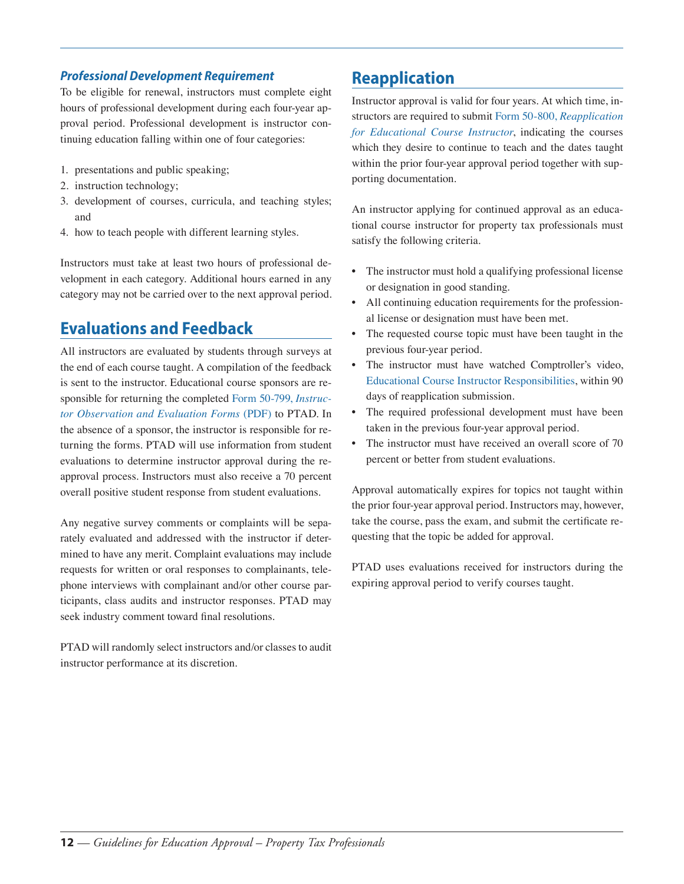### *Professional Development Requirement*

To be eligible for renewal, instructors must complete eight hours of professional development during each four-year approval period. Professional development is instructor continuing education falling within one of four categories:

1. presentations and public speaking;
2. instruction technology;
3. development of courses, curricula, and teaching styles; and
4. how to teach people with different learning styles.

Instructors must take at least two hours of professional development in each category. Additional hours earned in any category may not be carried over to the next approval period.

## Evaluations and Feedback

All instructors are evaluated by students through surveys at the end of each course taught. A compilation of the feedback is sent to the instructor. Educational course sponsors are responsible for returning the completed Form 50-799, *Instructor Observation and Evaluation Forms* (PDF) to PTAD. In the absence of a sponsor, the instructor is responsible for returning the forms. PTAD will use information from student evaluations to determine instructor approval during the reapproval process. Instructors must also receive a 70 percent overall positive student response from student evaluations.

Any negative survey comments or complaints will be separately evaluated and addressed with the instructor if determined to have any merit. Complaint evaluations may include requests for written or oral responses to complainants, telephone interviews with complainant and/or other course participants, class audits and instructor responses. PTAD may seek industry comment toward final resolutions.

PTAD will randomly select instructors and/or classes to audit instructor performance at its discretion.

## Reapplication

Instructor approval is valid for four years. At which time, instructors are required to submit Form 50-800, *Reapplication for Educational Course Instructor*, indicating the courses which they desire to continue to teach and the dates taught within the prior four-year approval period together with supporting documentation.

An instructor applying for continued approval as an educational course instructor for property tax professionals must satisfy the following criteria.

- The instructor must hold a qualifying professional license or designation in good standing.
- All continuing education requirements for the professional license or designation must have been met.
- The requested course topic must have been taught in the previous four-year period.
- The instructor must have watched Comptroller's video, Educational Course Instructor Responsibilities, within 90 days of reapplication submission.
- The required professional development must have been taken in the previous four-year approval period.
- The instructor must have received an overall score of 70 percent or better from student evaluations.

Approval automatically expires for topics not taught within the prior four-year approval period. Instructors may, however, take the course, pass the exam, and submit the certificate requesting that the topic be added for approval.

PTAD uses evaluations received for instructors during the expiring approval period to verify courses taught.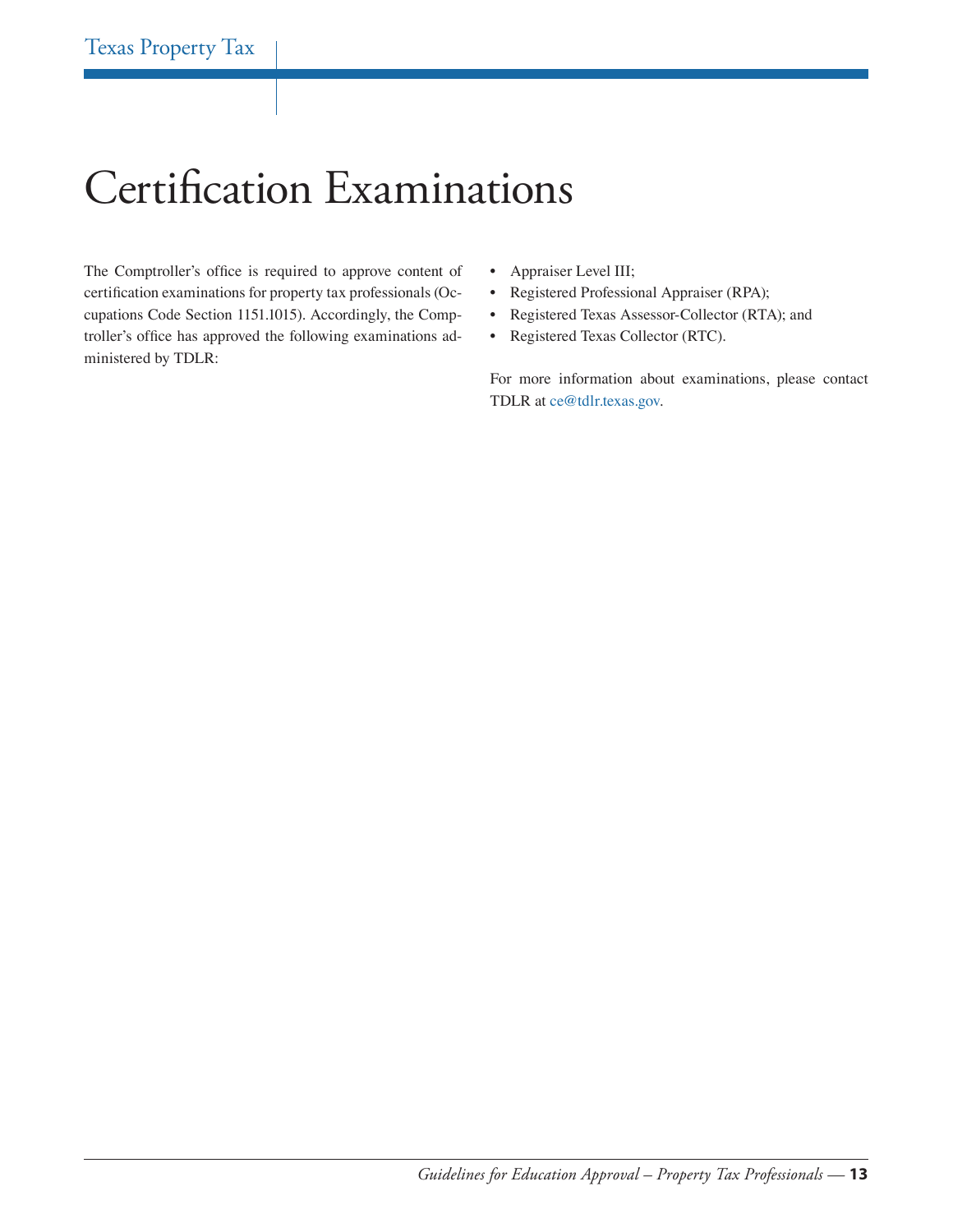# Certification Examinations

The Comptroller's office is required to approve content of certification examinations for property tax professionals (Occupations Code Section 1151.1015). Accordingly, the Comptroller's office has approved the following examinations administered by TDLR:

- Appraiser Level III;
- Registered Professional Appraiser (RPA);
- Registered Texas Assessor-Collector (RTA); and
- Registered Texas Collector (RTC).

For more information about examinations, please contact TDLR at ce@tdlr.texas.gov.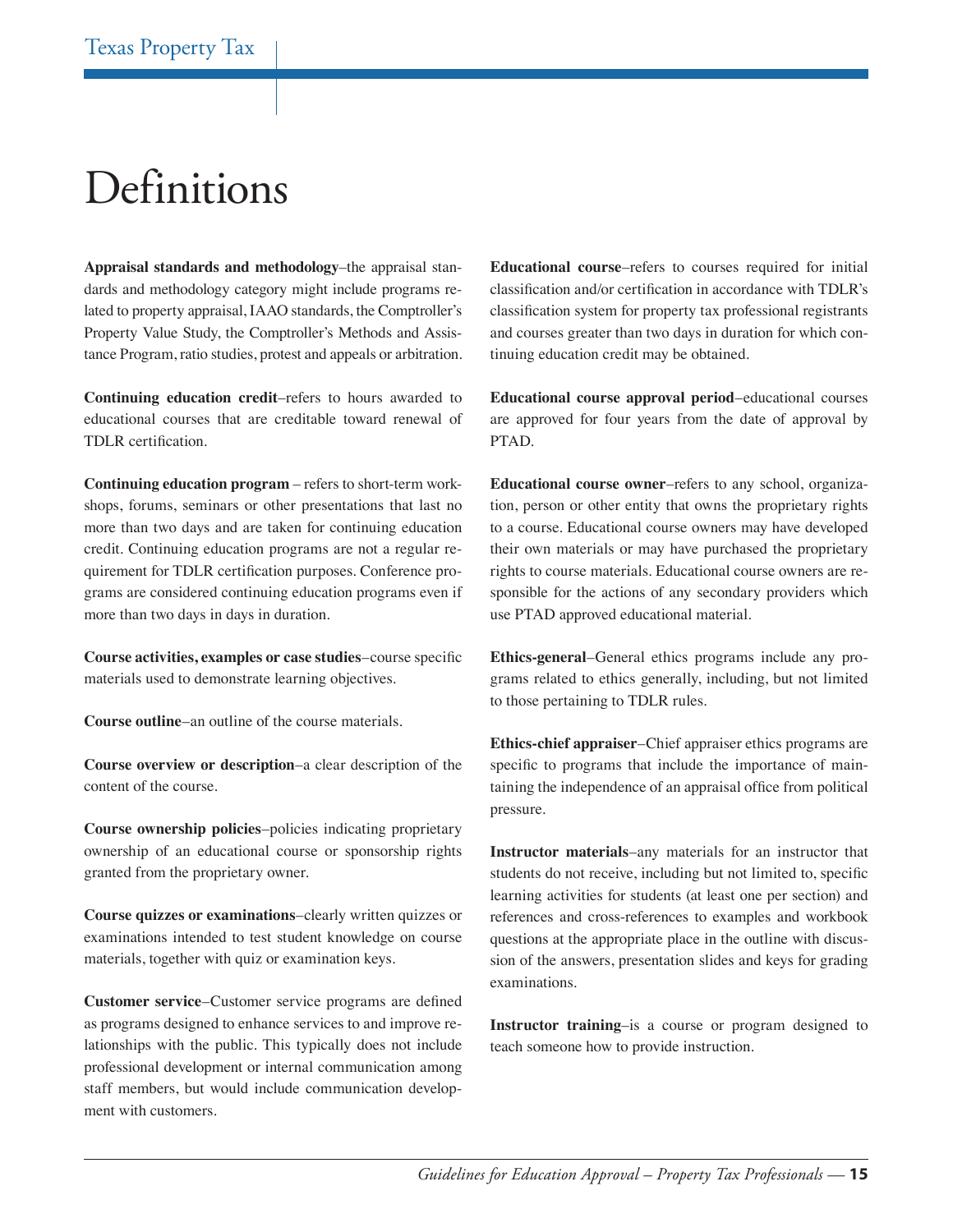# Definitions

**Appraisal standards and methodology**–the appraisal standards and methodology category might include programs related to property appraisal, IAAO standards, the Comptroller's Property Value Study, the Comptroller's Methods and Assistance Program, ratio studies, protest and appeals or arbitration.

**Continuing education credit**–refers to hours awarded to educational courses that are creditable toward renewal of TDLR certification.

**Continuing education program** – refers to short-term workshops, forums, seminars or other presentations that last no more than two days and are taken for continuing education credit. Continuing education programs are not a regular requirement for TDLR certification purposes. Conference programs are considered continuing education programs even if more than two days in days in duration.

**Course activities, examples or case studies**–course specific materials used to demonstrate learning objectives.

**Course outline**–an outline of the course materials.

**Course overview or description**–a clear description of the content of the course.

**Course ownership policies**–policies indicating proprietary ownership of an educational course or sponsorship rights granted from the proprietary owner.

**Course quizzes or examinations**–clearly written quizzes or examinations intended to test student knowledge on course materials, together with quiz or examination keys.

**Customer service**–Customer service programs are defined as programs designed to enhance services to and improve relationships with the public. This typically does not include professional development or internal communication among staff members, but would include communication development with customers.

**Educational course**–refers to courses required for initial classification and/or certification in accordance with TDLR's classification system for property tax professional registrants and courses greater than two days in duration for which continuing education credit may be obtained.

**Educational course approval period**–educational courses are approved for four years from the date of approval by PTAD.

**Educational course owner**–refers to any school, organization, person or other entity that owns the proprietary rights to a course. Educational course owners may have developed their own materials or may have purchased the proprietary rights to course materials. Educational course owners are responsible for the actions of any secondary providers which use PTAD approved educational material.

**Ethics-general**–General ethics programs include any programs related to ethics generally, including, but not limited to those pertaining to TDLR rules.

**Ethics-chief appraiser**–Chief appraiser ethics programs are specific to programs that include the importance of maintaining the independence of an appraisal office from political pressure.

**Instructor materials**–any materials for an instructor that students do not receive, including but not limited to, specific learning activities for students (at least one per section) and references and cross-references to examples and workbook questions at the appropriate place in the outline with discussion of the answers, presentation slides and keys for grading examinations.

**Instructor training**–is a course or program designed to teach someone how to provide instruction.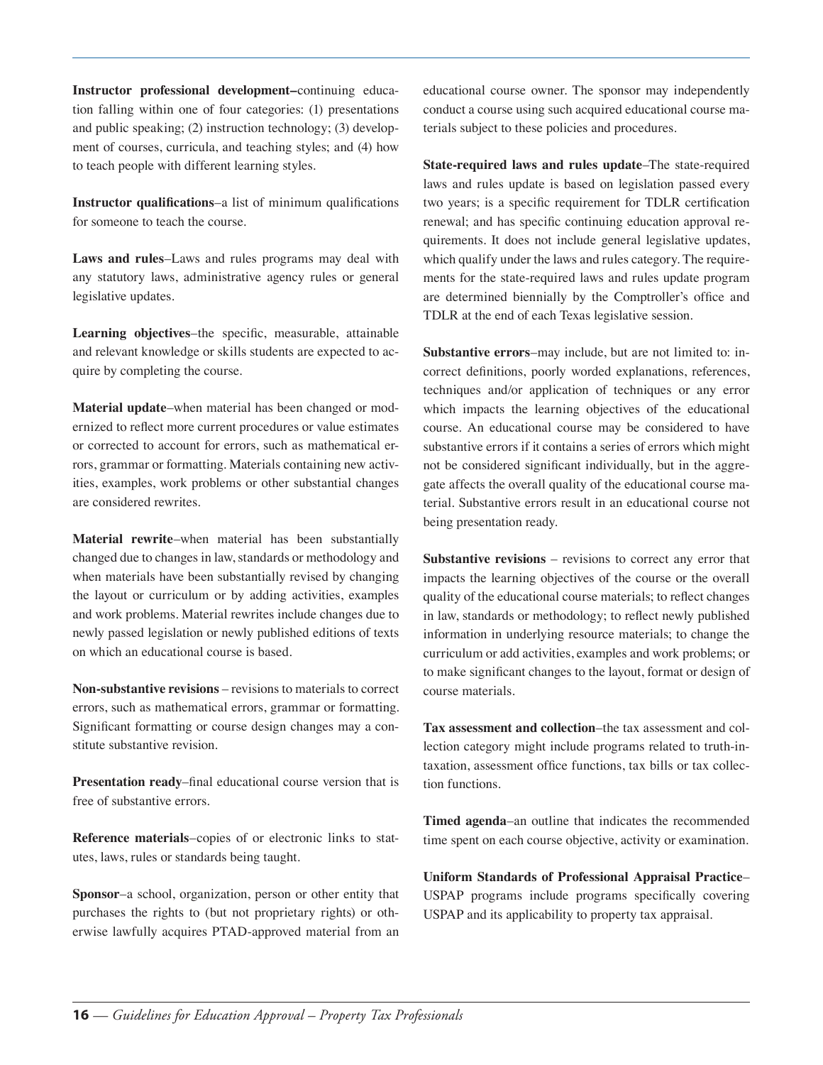**Instructor professional development–**continuing education falling within one of four categories: (1) presentations and public speaking; (2) instruction technology; (3) development of courses, curricula, and teaching styles; and (4) how to teach people with different learning styles.

**Instructor qualifications**–a list of minimum qualifications for someone to teach the course.

**Laws and rules**–Laws and rules programs may deal with any statutory laws, administrative agency rules or general legislative updates.

**Learning objectives**–the specific, measurable, attainable and relevant knowledge or skills students are expected to acquire by completing the course.

**Material update**–when material has been changed or modernized to reflect more current procedures or value estimates or corrected to account for errors, such as mathematical errors, grammar or formatting. Materials containing new activities, examples, work problems or other substantial changes are considered rewrites.

**Material rewrite**–when material has been substantially changed due to changes in law, standards or methodology and when materials have been substantially revised by changing the layout or curriculum or by adding activities, examples and work problems. Material rewrites include changes due to newly passed legislation or newly published editions of texts on which an educational course is based.

**Non-substantive revisions** – revisions to materials to correct errors, such as mathematical errors, grammar or formatting. Significant formatting or course design changes may a constitute substantive revision.

**Presentation ready**–final educational course version that is free of substantive errors.

**Reference materials**–copies of or electronic links to statutes, laws, rules or standards being taught.

**Sponsor**–a school, organization, person or other entity that purchases the rights to (but not proprietary rights) or otherwise lawfully acquires PTAD-approved material from an educational course owner. The sponsor may independently conduct a course using such acquired educational course materials subject to these policies and procedures.

**State-required laws and rules update**–The state-required laws and rules update is based on legislation passed every two years; is a specific requirement for TDLR certification renewal; and has specific continuing education approval requirements. It does not include general legislative updates, which qualify under the laws and rules category. The requirements for the state-required laws and rules update program are determined biennially by the Comptroller's office and TDLR at the end of each Texas legislative session.

**Substantive errors**–may include, but are not limited to: incorrect definitions, poorly worded explanations, references, techniques and/or application of techniques or any error which impacts the learning objectives of the educational course. An educational course may be considered to have substantive errors if it contains a series of errors which might not be considered significant individually, but in the aggregate affects the overall quality of the educational course material. Substantive errors result in an educational course not being presentation ready.

**Substantive revisions** – revisions to correct any error that impacts the learning objectives of the course or the overall quality of the educational course materials; to reflect changes in law, standards or methodology; to reflect newly published information in underlying resource materials; to change the curriculum or add activities, examples and work problems; or to make significant changes to the layout, format or design of course materials.

**Tax assessment and collection**–the tax assessment and collection category might include programs related to truth-in-taxation, assessment office functions, tax bills or tax collection functions.

**Timed agenda**–an outline that indicates the recommended time spent on each course objective, activity or examination.

**Uniform Standards of Professional Appraisal Practice**–USPAP programs include programs specifically covering USPAP and its applicability to property tax appraisal.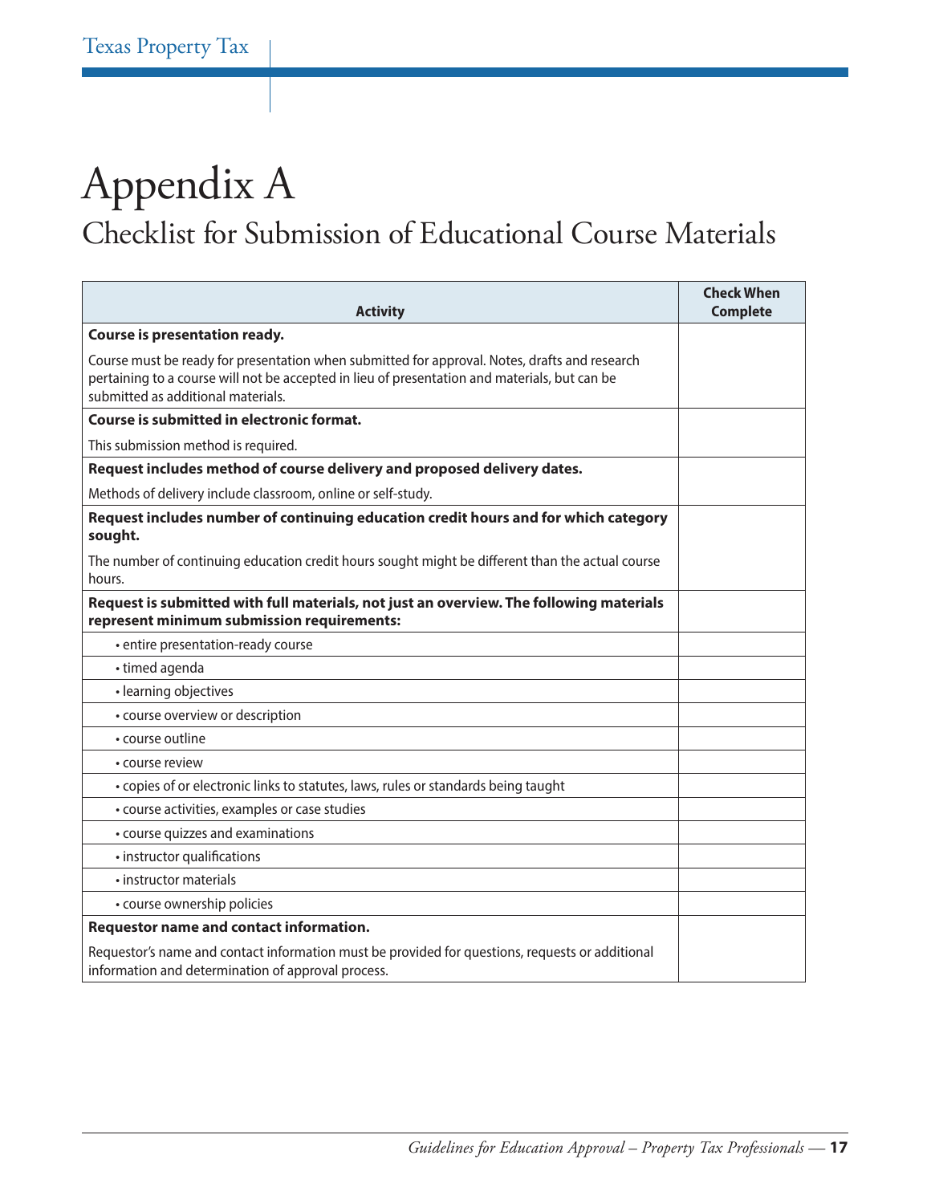# Appendix A

## Checklist for Submission of Educational Course Materials

| Activity | Check When Complete |
|---|---|
| **Course is presentation ready.**<br><br>Course must be ready for presentation when submitted for approval. Notes, drafts and research pertaining to a course will not be accepted in lieu of presentation and materials, but can be submitted as additional materials. | |
| **Course is submitted in electronic format.**<br><br>This submission method is required. | |
| **Request includes method of course delivery and proposed delivery dates.**<br><br>Methods of delivery include classroom, online or self-study. | |
| **Request includes number of continuing education credit hours and for which category sought.**<br><br>The number of continuing education credit hours sought might be different than the actual course hours. | |
| **Request is submitted with full materials, not just an overview. The following materials represent minimum submission requirements:** | |
| • entire presentation-ready course | |
| • timed agenda | |
| • learning objectives | |
| • course overview or description | |
| • course outline | |
| • course review | |
| • copies of or electronic links to statutes, laws, rules or standards being taught | |
| • course activities, examples or case studies | |
| • course quizzes and examinations | |
| • instructor qualifications | |
| • instructor materials | |
| • course ownership policies | |
| **Requestor name and contact information.**<br><br>Requestor's name and contact information must be provided for questions, requests or additional information and determination of approval process. | |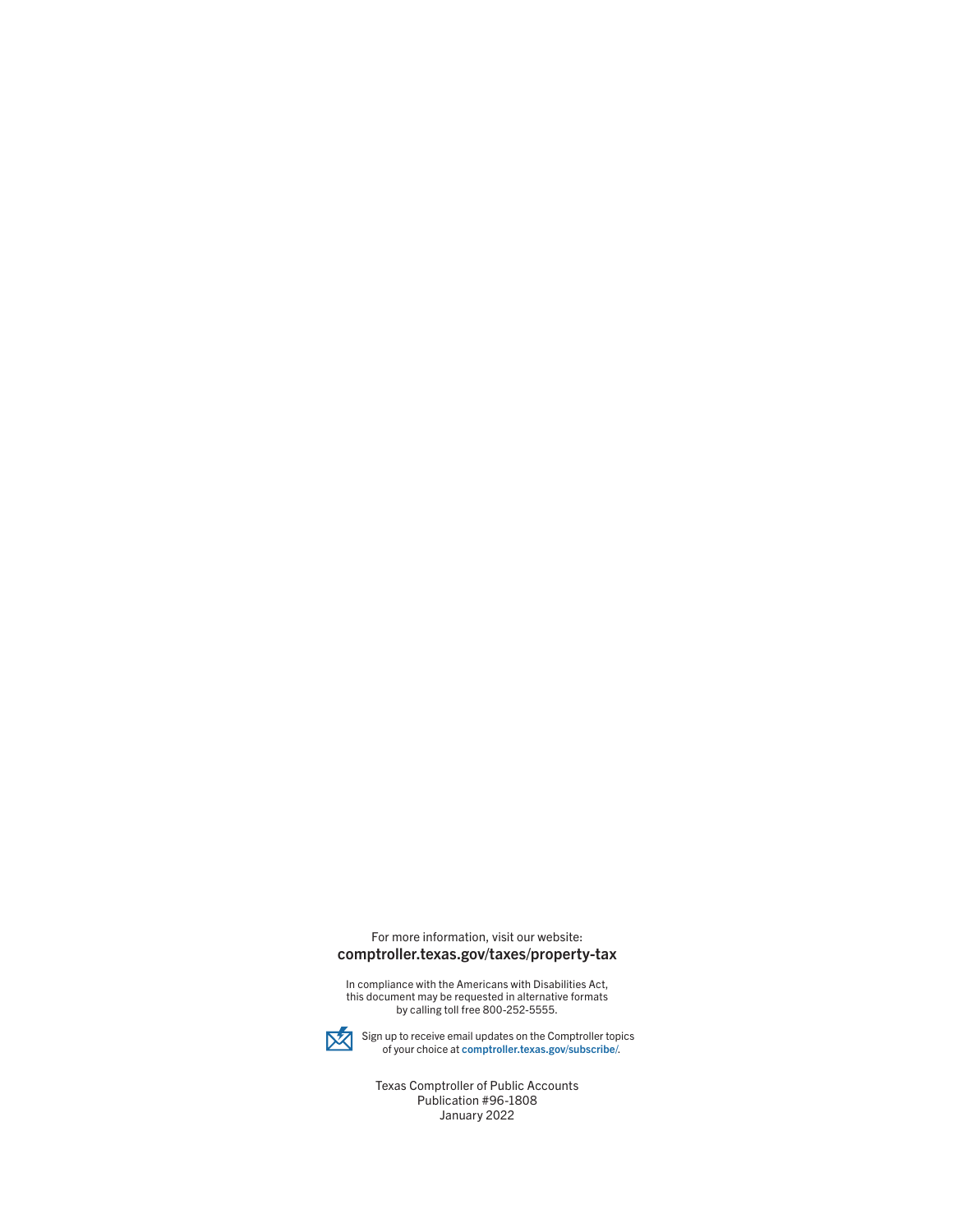For more information, visit our website:
**comptroller.texas.gov/taxes/property-tax**

In compliance with the Americans with Disabilities Act,
this document may be requested in alternative formats
by calling toll free 800-252-5555.

Sign up to receive email updates on the Comptroller topics
of your choice at **comptroller.texas.gov/subscribe/**.

Texas Comptroller of Public Accounts
Publication #96-1808
January 2022